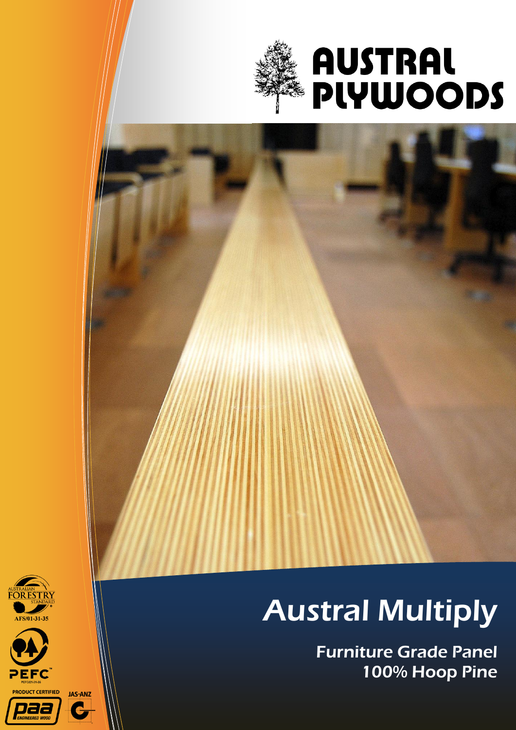# AUSTRAL PLYWOODS

# Austral Multiply

## Furniture Grade Panel
## 100% Hoop Pine

AUSTRALIAN FORESTRY STANDARD
AFS/01-31-35

PEFC
PEFC/21-31-35

PRODUCT CERTIFIED

paa ENGINEERED WOOD

JAS-ANZ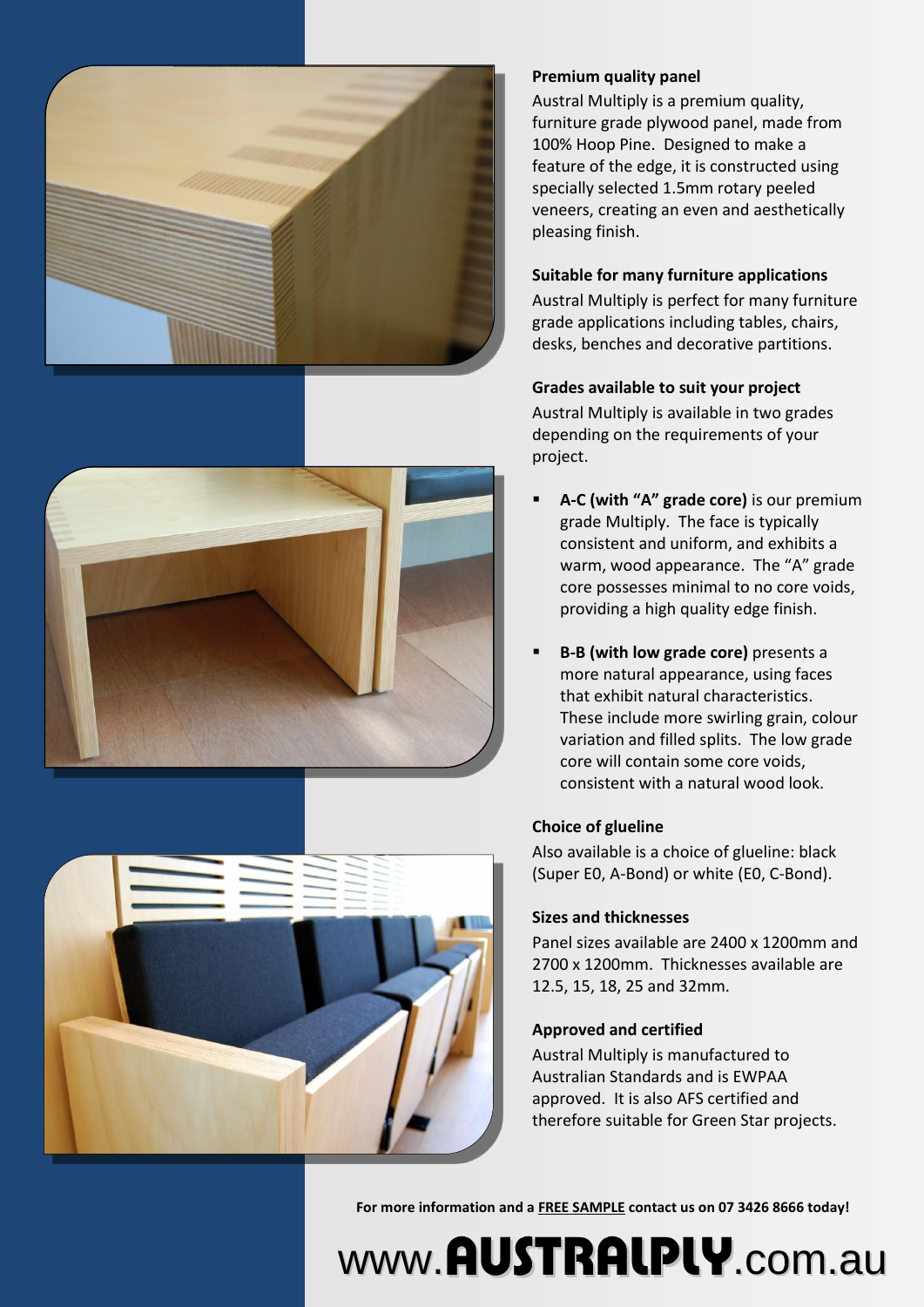### Premium quality panel

Austral Multiply is a premium quality, furniture grade plywood panel, made from 100% Hoop Pine. Designed to make a feature of the edge, it is constructed using specially selected 1.5mm rotary peeled veneers, creating an even and aesthetically pleasing finish.

### Suitable for many furniture applications

Austral Multiply is perfect for many furniture grade applications including tables, chairs, desks, benches and decorative partitions.

### Grades available to suit your project

Austral Multiply is available in two grades depending on the requirements of your project.

- **A-C (with "A" grade core)** is our premium grade Multiply. The face is typically consistent and uniform, and exhibits a warm, wood appearance. The "A" grade core possesses minimal to no core voids, providing a high quality edge finish.
- **B-B (with low grade core)** presents a more natural appearance, using faces that exhibit natural characteristics. These include more swirling grain, colour variation and filled splits. The low grade core will contain some core voids, consistent with a natural wood look.

### Choice of glueline

Also available is a choice of glueline: black (Super E0, A-Bond) or white (E0, C-Bond).

### Sizes and thicknesses

Panel sizes available are 2400 x 1200mm and 2700 x 1200mm. Thicknesses available are 12.5, 15, 18, 25 and 32mm.

### Approved and certified

Austral Multiply is manufactured to Australian Standards and is EWPAA approved. It is also AFS certified and therefore suitable for Green Star projects.

**For more information and a FREE SAMPLE contact us on 07 3426 8666 today!**

www.**AUSTRALPLY**.com.au